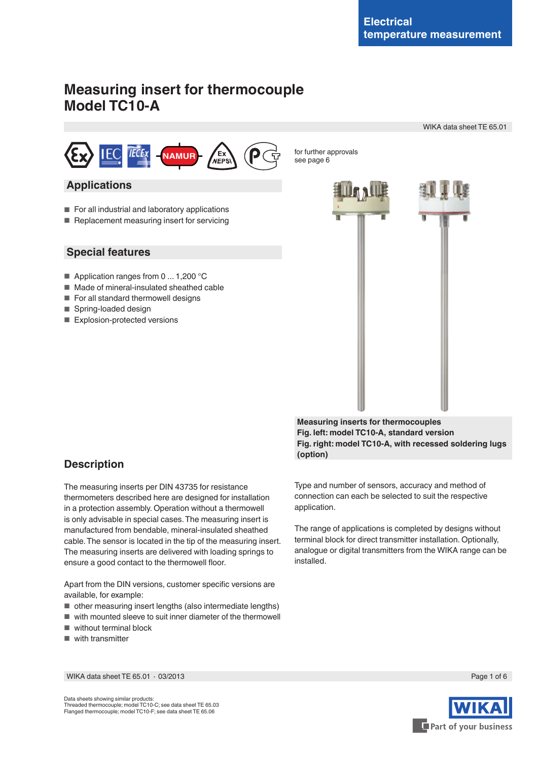Electrical temperature measurement

# Measuring insert for thermocouple
# Model TC10-A

WIKA data sheet TE 65.01

for further approvals see page 6

## Applications

- For all industrial and laboratory applications
- Replacement measuring insert for servicing

## Special features

- Application ranges from 0 ... 1,200 °C
- Made of mineral-insulated sheathed cable
- For all standard thermowell designs
- Spring-loaded design
- Explosion-protected versions

**Measuring inserts for thermocouples**
**Fig. left: model TC10-A, standard version**
**Fig. right: model TC10-A, with recessed soldering lugs (option)**

## Description

The measuring inserts per DIN 43735 for resistance thermometers described here are designed for installation in a protection assembly. Operation without a thermowell is only advisable in special cases. The measuring insert is manufactured from bendable, mineral-insulated sheathed cable. The sensor is located in the tip of the measuring insert. The measuring inserts are delivered with loading springs to ensure a good contact to the thermowell floor.

Apart from the DIN versions, customer specific versions are available, for example:

- other measuring insert lengths (also intermediate lengths)
- with mounted sleeve to suit inner diameter of the thermowell
- without terminal block
- with transmitter

Type and number of sensors, accuracy and method of connection can each be selected to suit the respective application.

The range of applications is completed by designs without terminal block for direct transmitter installation. Optionally, analogue or digital transmitters from the WIKA range can be installed.

Data sheets showing similar products:
Threaded thermocouple; model TC10-C; see data sheet TE 65.03
Flanged thermocouple; model TC10-F; see data sheet TE 65.06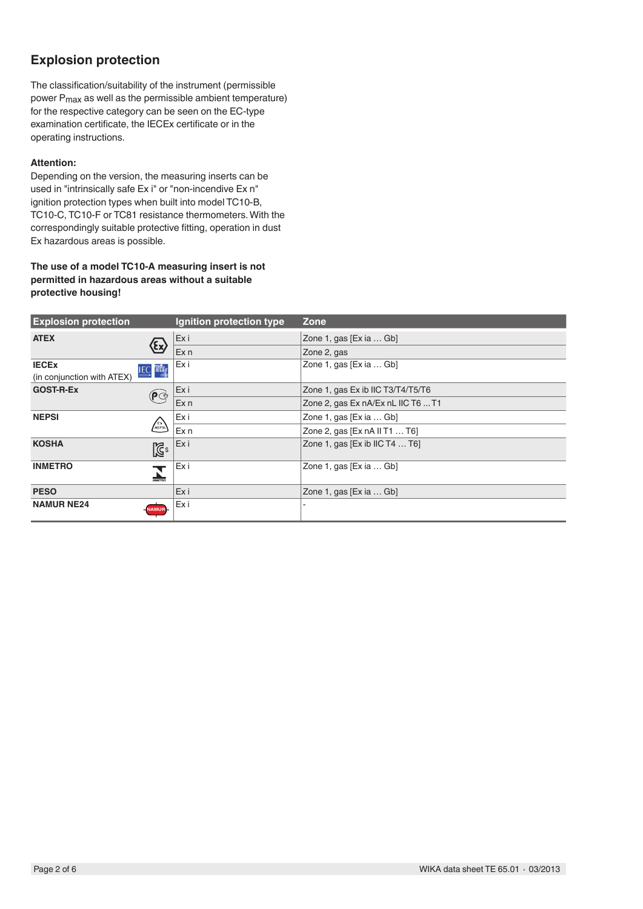## Explosion protection

The classification/suitability of the instrument (permissible power $P_{max}$ as well as the permissible ambient temperature) for the respective category can be seen on the EC-type examination certificate, the IECEx certificate or in the operating instructions.

**Attention:**
Depending on the version, the measuring inserts can be used in "intrinsically safe Ex i" or "non-incendive Ex n" ignition protection types when built into model TC10-B, TC10-C, TC10-F or TC81 resistance thermometers. With the correspondingly suitable protective fitting, operation in dust Ex hazardous areas is possible.

**The use of a model TC10-A measuring insert is not permitted in hazardous areas without a suitable protective housing!**

| Explosion protection | Ignition protection type | Zone |
|---|---|---|
| **ATEX** | Ex i | Zone 1, gas [Ex ia … Gb] |
| | Ex n | Zone 2, gas |
| **IECEx** (in conjunction with ATEX) | Ex i | Zone 1, gas [Ex ia … Gb] |
| **GOST-R-Ex** | Ex i | Zone 1, gas Ex ib IIC T3/T4/T5/T6 |
| | Ex n | Zone 2, gas Ex nA/Ex nL IIC T6 ... T1 |
| **NEPSI** | Ex i | Zone 1, gas [Ex ia … Gb] |
| | Ex n | Zone 2, gas [Ex nA II T1 … T6] |
| **KOSHA** | Ex i | Zone 1, gas [Ex ib IIC T4 … T6] |
| **INMETRO** | Ex i | Zone 1, gas [Ex ia … Gb] |
| **PESO** | Ex i | Zone 1, gas [Ex ia … Gb] |
| **NAMUR NE24** | Ex i | - |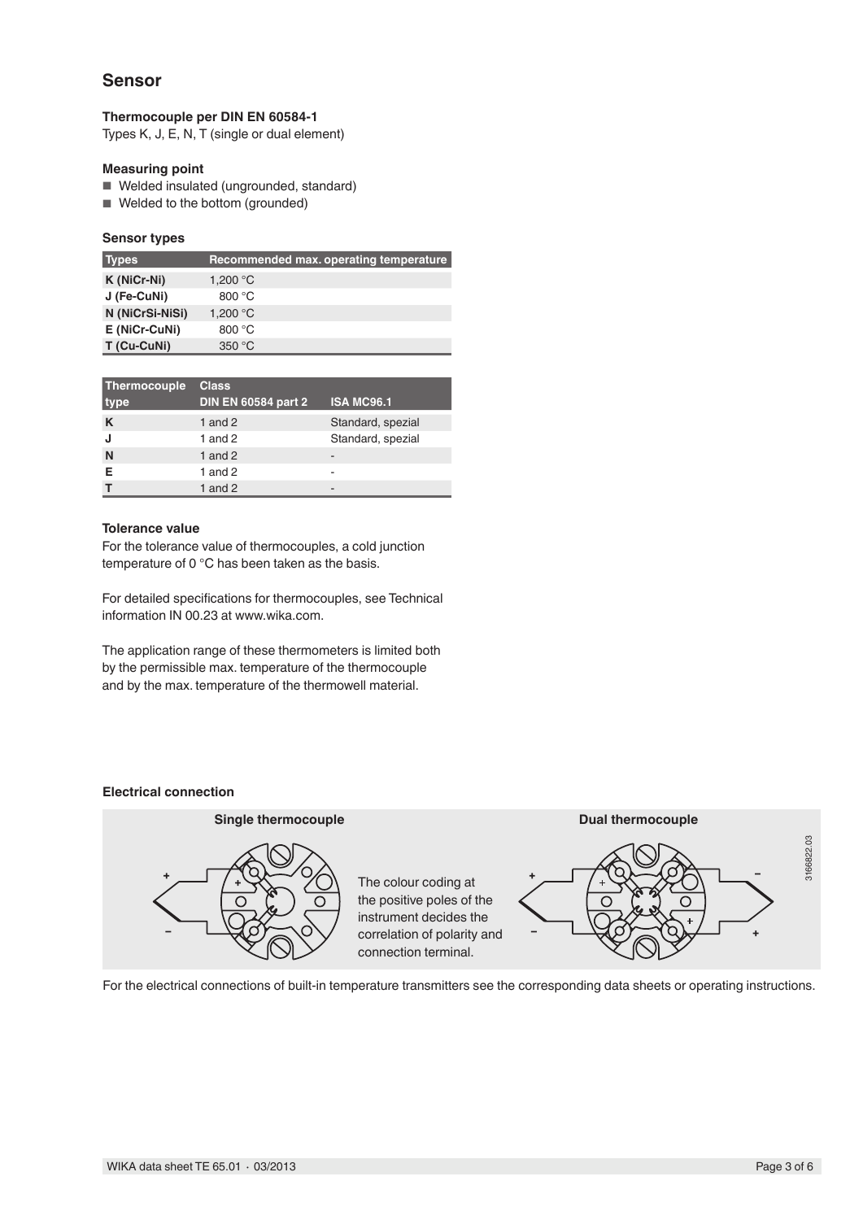## Sensor

### Thermocouple per DIN EN 60584-1

Types K, J, E, N, T (single or dual element)

### Measuring point

- Welded insulated (ungrounded, standard)
- Welded to the bottom (grounded)

### Sensor types

| Types | Recommended max. operating temperature |
|---|---|
| **K (NiCr-Ni)** | 1,200 °C |
| **J (Fe-CuNi)** | 800 °C |
| **N (NiCrSi-NiSi)** | 1,200 °C |
| **E (NiCr-CuNi)** | 800 °C |
| **T (Cu-CuNi)** | 350 °C |

| Thermocouple type | Class DIN EN 60584 part 2 | ISA MC96.1 |
|---|---|---|
| **K** | 1 and 2 | Standard, spezial |
| **J** | 1 and 2 | Standard, spezial |
| **N** | 1 and 2 | - |
| **E** | 1 and 2 | - |
| **T** | 1 and 2 | - |

### Tolerance value

For the tolerance value of thermocouples, a cold junction temperature of 0 °C has been taken as the basis.

For detailed specifications for thermocouples, see Technical information IN 00.23 at www.wika.com.

The application range of these thermometers is limited both by the permissible max. temperature of the thermocouple and by the max. temperature of the thermowell material.

### Electrical connection

**Single thermocouple**

**Dual thermocouple**

The colour coding at the positive poles of the instrument decides the correlation of polarity and connection terminal.

3166822.03

For the electrical connections of built-in temperature transmitters see the corresponding data sheets or operating instructions.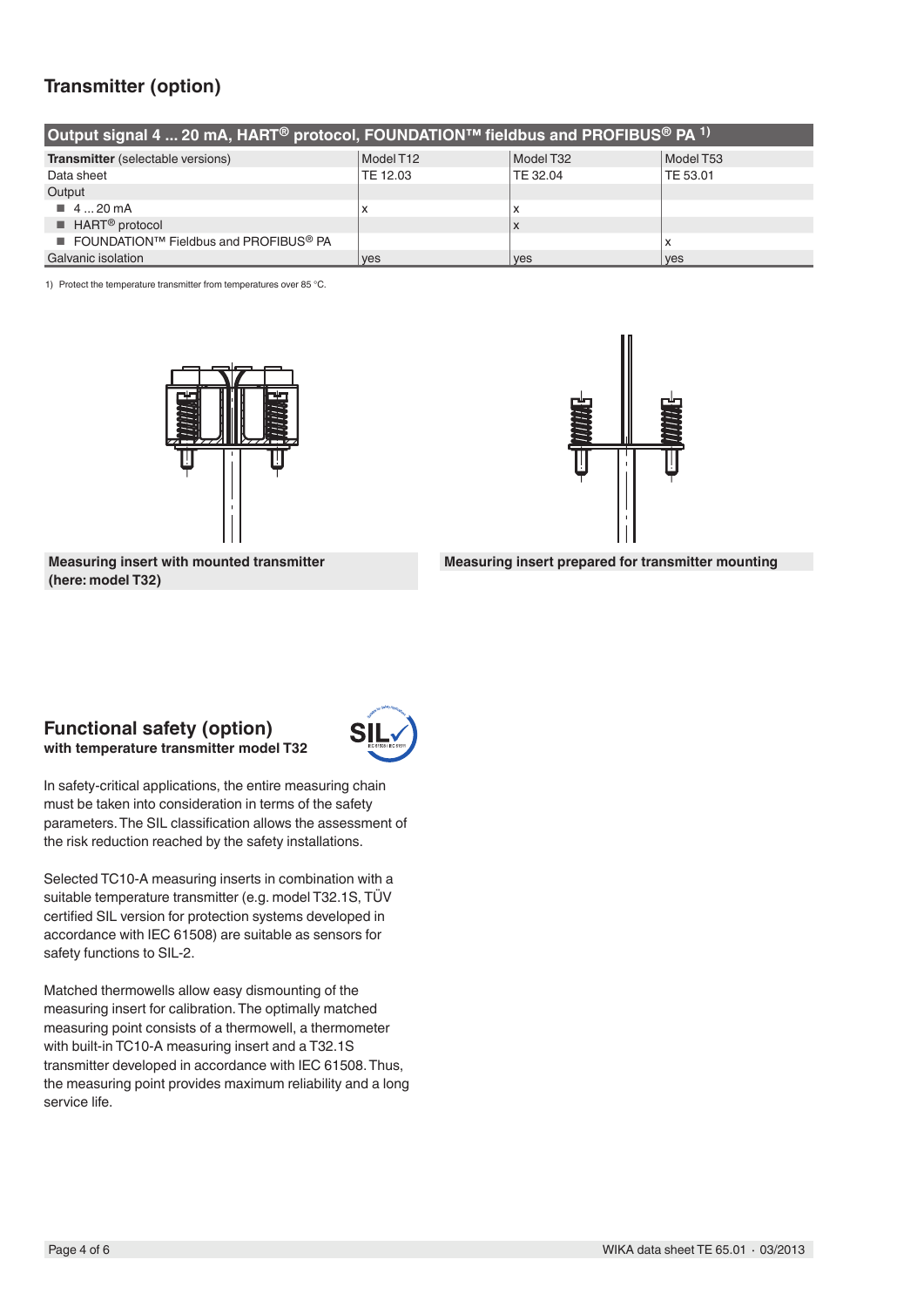## Transmitter (option)

| Output signal 4 ... 20 mA, HART® protocol, FOUNDATION™ fieldbus and PROFIBUS® PA [1] | | | |
|---|---|---|---|
| **Transmitter** (selectable versions) | Model T12 | Model T32 | Model T53 |
| Data sheet | TE 12.03 | TE 32.04 | TE 53.01 |
| Output | | | |
| ■ 4 ... 20 mA | x | x | |
| ■ HART® protocol | | x | |
| ■ FOUNDATION™ Fieldbus and PROFIBUS® PA | | | x |
| Galvanic isolation | yes | yes | yes |

1) Protect the temperature transmitter from temperatures over 85 °C.

**Measuring insert with mounted transmitter (here: model T32)**

**Measuring insert prepared for transmitter mounting**

## Functional safety (option)

**with temperature transmitter model T32**

In safety-critical applications, the entire measuring chain must be taken into consideration in terms of the safety parameters. The SIL classification allows the assessment of the risk reduction reached by the safety installations.

Selected TC10-A measuring inserts in combination with a suitable temperature transmitter (e.g. model T32.1S, TÜV certified SIL version for protection systems developed in accordance with IEC 61508) are suitable as sensors for safety functions to SIL-2.

Matched thermowells allow easy dismounting of the measuring insert for calibration. The optimally matched measuring point consists of a thermowell, a thermometer with built-in TC10-A measuring insert and a T32.1S transmitter developed in accordance with IEC 61508. Thus, the measuring point provides maximum reliability and a long service life.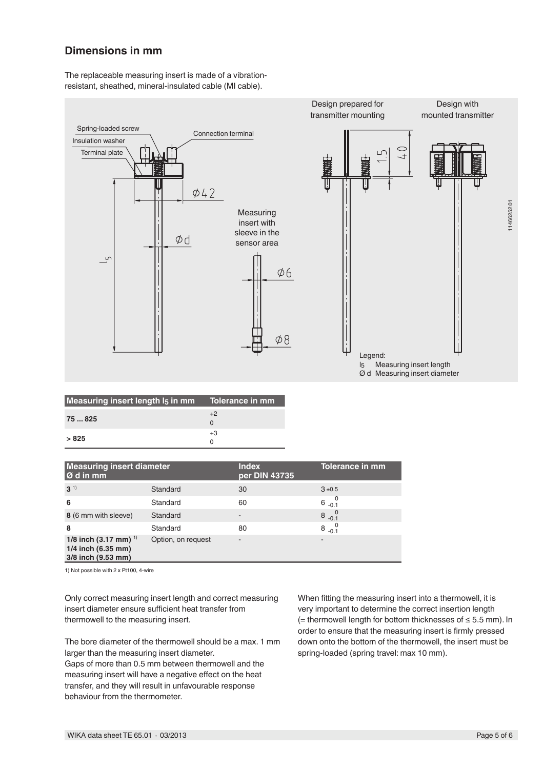## Dimensions in mm

The replaceable measuring insert is made of a vibration-resistant, sheathed, mineral-insulated cable (MI cable).

Legend:
$l_5$ Measuring insert length
Ø d Measuring insert diameter

| Measuring insert length $l_5$ in mm | Tolerance in mm |
|---|---|
| **75 ... 825** | $^{+2}_{0}$ |
| **> 825** | $^{+3}_{0}$ |

| Measuring insert diameter Ø d in mm | | Index per DIN 43735 | Tolerance in mm |
|---|---|---|---|
| **3** [1] | Standard | 30 | 3 ±0.5 |
| **6** | Standard | 60 | $6\ ^{0}_{-0.1}$ |
| **8** (6 mm with sleeve) | Standard | - | $8\ ^{0}_{-0.1}$ |
| **8** | Standard | 80 | $8\ ^{0}_{-0.1}$ |
| **1/8 inch (3.17 mm)** [1] **1/4 inch (6.35 mm)** **3/8 inch (9.53 mm)** | Option, on request | - | - |

1) Not possible with 2 x Pt100, 4-wire

Only correct measuring insert length and correct measuring insert diameter ensure sufficient heat transfer from thermowell to the measuring insert.

The bore diameter of the thermowell should be a max. 1 mm larger than the measuring insert diameter.
Gaps of more than 0.5 mm between thermowell and the measuring insert will have a negative effect on the heat transfer, and they will result in unfavourable response behaviour from the thermometer.

When fitting the measuring insert into a thermowell, it is very important to determine the correct insertion length (= thermowell length for bottom thicknesses of ≤ 5.5 mm). In order to ensure that the measuring insert is firmly pressed down onto the bottom of the thermowell, the insert must be spring-loaded (spring travel: max 10 mm).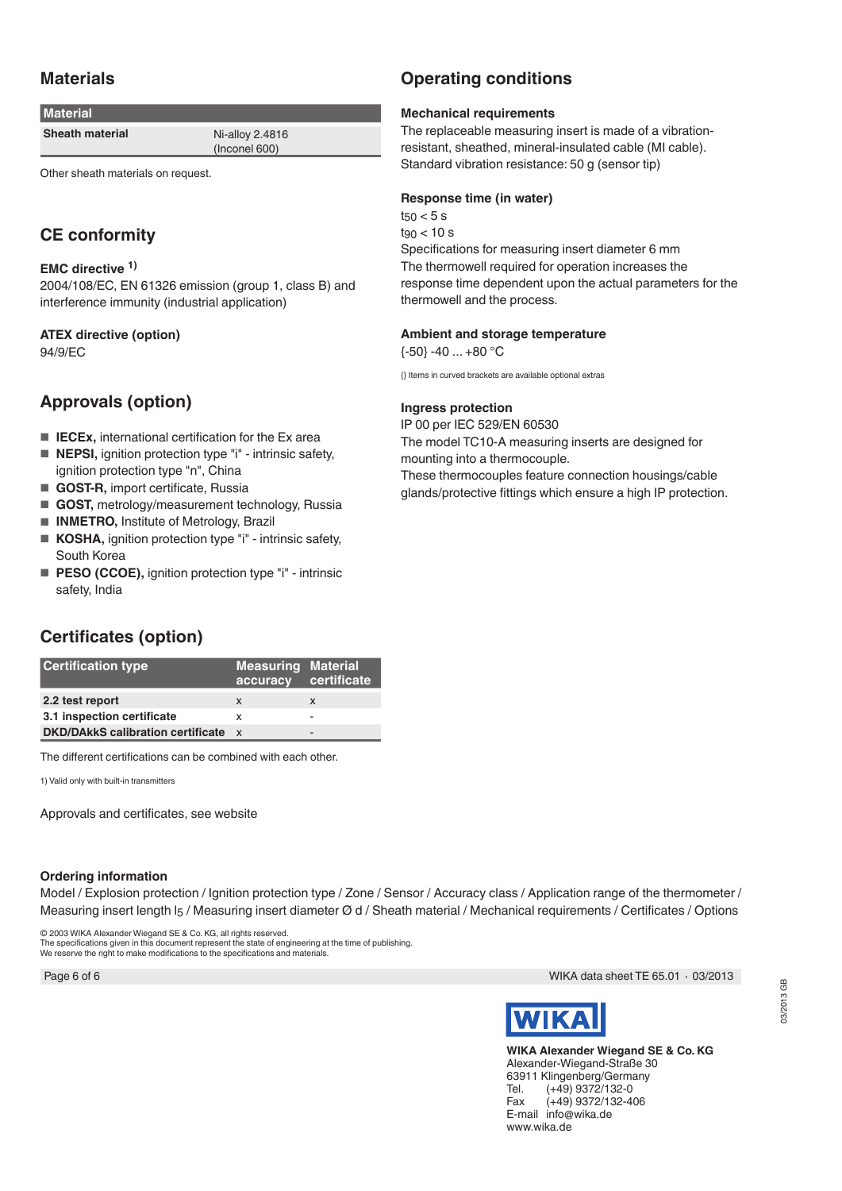## Materials

| Material | |
|---|---|
| **Sheath material** | Ni-alloy 2.4816 (Inconel 600) |

Other sheath materials on request.

## CE conformity

**EMC directive** [1]
2004/108/EC, EN 61326 emission (group 1, class B) and interference immunity (industrial application)

**ATEX directive (option)**
94/9/EC

## Approvals (option)

- **IECEx,** international certification for the Ex area
- **NEPSI,** ignition protection type "i" - intrinsic safety, ignition protection type "n", China
- **GOST-R,** import certificate, Russia
- **GOST,** metrology/measurement technology, Russia
- **INMETRO,** Institute of Metrology, Brazil
- **KOSHA,** ignition protection type "i" - intrinsic safety, South Korea
- **PESO (CCOE),** ignition protection type "i" - intrinsic safety, India

## Certificates (option)

| Certification type | Measuring accuracy | Material certificate |
|---|---|---|
| **2.2 test report** | x | x |
| **3.1 inspection certificate** | x | - |
| **DKD/DAkkS calibration certificate** | x | - |

The different certifications can be combined with each other.

1) Valid only with built-in transmitters

Approvals and certificates, see website

## Operating conditions

**Mechanical requirements**
The replaceable measuring insert is made of a vibration-resistant, sheathed, mineral-insulated cable (MI cable).
Standard vibration resistance: 50 g (sensor tip)

**Response time (in water)**
$t_{50}$ < 5 s
$t_{90}$ < 10 s
Specifications for measuring insert diameter 6 mm
The thermowell required for operation increases the response time dependent upon the actual parameters for the thermowell and the process.

**Ambient and storage temperature**
{-50} -40 ... +80 °C

{} Items in curved brackets are available optional extras

**Ingress protection**
IP 00 per IEC 529/EN 60530
The model TC10-A measuring inserts are designed for mounting into a thermocouple.
These thermocouples feature connection housings/cable glands/protective fittings which ensure a high IP protection.

**Ordering information**
Model / Explosion protection / Ignition protection type / Zone / Sensor / Accuracy class / Application range of the thermometer / Measuring insert length $l_5$ / Measuring insert diameter Ø d / Sheath material / Mechanical requirements / Certificates / Options

© 2003 WIKA Alexander Wiegand SE & Co. KG, all rights reserved.
The specifications given in this document represent the state of engineering at the time of publishing.
We reserve the right to make modifications to the specifications and materials.

**WIKA Alexander Wiegand SE & Co. KG**
Alexander-Wiegand-Straße 30
63911 Klingenberg/Germany
Tel. (+49) 9372/132-0
Fax (+49) 9372/132-406
E-mail info@wika.de
www.wika.de